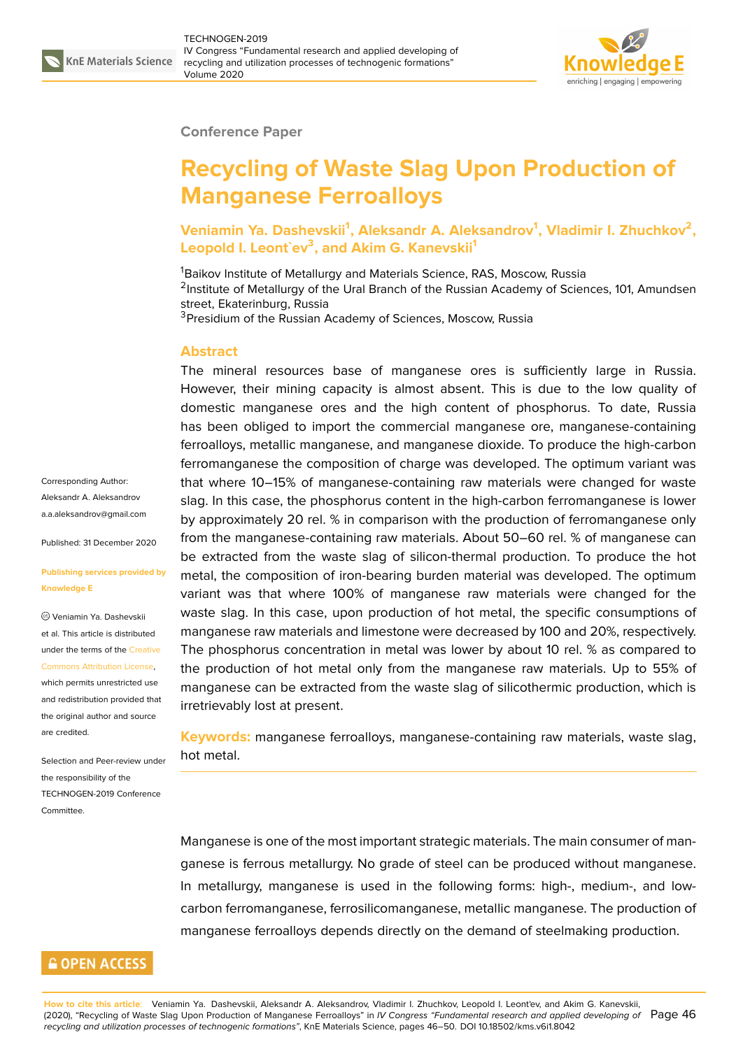Conference Paper

# Recycling of Waste Slag Upon Production of Manganese Ferroalloys

**Veniamin Ya. Dashevskii[1], Aleksandr A. Aleksandrov[1], Vladimir I. Zhuchkov[2], Leopold I. Leont`ev[3], and Akim G. Kanevskii[1]**

[1]Baikov Institute of Metallurgy and Materials Science, RAS, Moscow, Russia
[2]Institute of Metallurgy of the Ural Branch of the Russian Academy of Sciences, 101, Amundsen street, Ekaterinburg, Russia
[3]Presidium of the Russian Academy of Sciences, Moscow, Russia

Corresponding Author: Aleksandr A. Aleksandrov a.a.aleksandrov@gmail.com

Published: 31 December 2020

Publishing services provided by Knowledge E

© Veniamin Ya. Dashevskii et al. This article is distributed under the terms of the Creative Commons Attribution License, which permits unrestricted use and redistribution provided that the original author and source are credited.

Selection and Peer-review under the responsibility of the TECHNOGEN-2019 Conference Committee.

## Abstract

The mineral resources base of manganese ores is sufficiently large in Russia. However, their mining capacity is almost absent. This is due to the low quality of domestic manganese ores and the high content of phosphorus. To date, Russia has been obliged to import the commercial manganese ore, manganese-containing ferroalloys, metallic manganese, and manganese dioxide. To produce the high-carbon ferromanganese the composition of charge was developed. The optimum variant was that where 10–15% of manganese-containing raw materials were changed for waste slag. In this case, the phosphorus content in the high-carbon ferromanganese is lower by approximately 20 rel. % in comparison with the production of ferromanganese only from the manganese-containing raw materials. About 50–60 rel. % of manganese can be extracted from the waste slag of silicon-thermal production. To produce the hot metal, the composition of iron-bearing burden material was developed. The optimum variant was that where 100% of manganese raw materials were changed for the waste slag. In this case, upon production of hot metal, the specific consumptions of manganese raw materials and limestone were decreased by 100 and 20%, respectively. The phosphorus concentration in metal was lower by about 10 rel. % as compared to the production of hot metal only from the manganese raw materials. Up to 55% of manganese can be extracted from the waste slag of silicothermic production, which is irretrievably lost at present.

**Keywords:** manganese ferroalloys, manganese-containing raw materials, waste slag, hot metal.

Manganese is one of the most important strategic materials. The main consumer of manganese is ferrous metallurgy. No grade of steel can be produced without manganese. In metallurgy, manganese is used in the following forms: high-, medium-, and low-carbon ferromanganese, ferrosilicomanganese, metallic manganese. The production of manganese ferroalloys depends directly on the demand of steelmaking production.

OPEN ACCESS

**How to cite this article**: Veniamin Ya. Dashevskii, Aleksandr A. Aleksandrov, Vladimir I. Zhuchkov, Leopold I. Leont'ev, and Akim G. Kanevskii, (2020), "Recycling of Waste Slag Upon Production of Manganese Ferroalloys" in *IV Congress "Fundamental research and applied developing of recycling and utilization processes of technogenic formations"*, KnE Materials Science, pages 46–50. DOI 10.18502/kms.v6i1.8042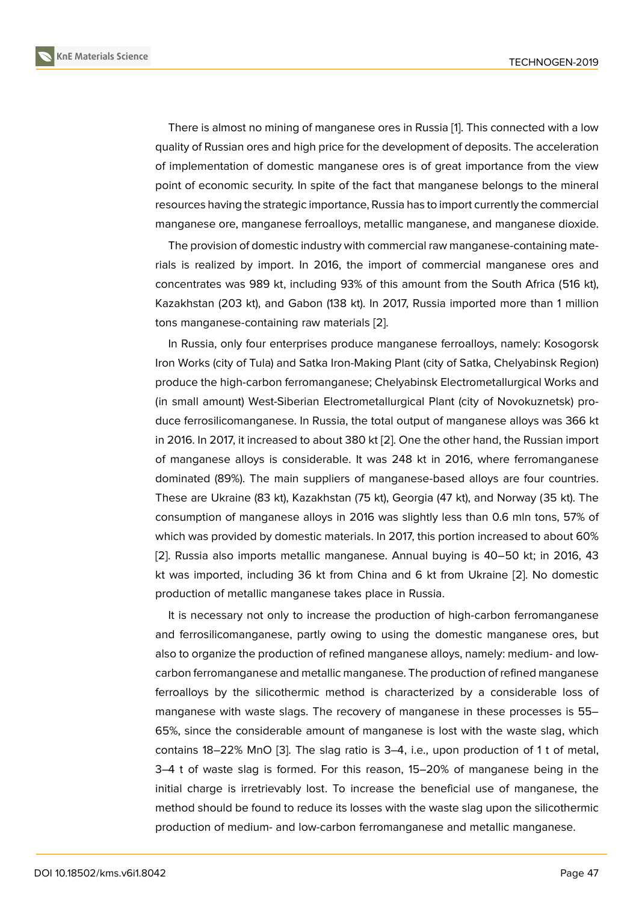There is almost no mining of manganese ores in Russia [1]. This connected with a low quality of Russian ores and high price for the development of deposits. The acceleration of implementation of domestic manganese ores is of great importance from the view point of economic security. In spite of the fact that manganese belongs to the mineral resources having the strategic importance, Russia has to import currently the commercial manganese ore, manganese ferroalloys, metallic manganese, and manganese dioxide.

The provision of domestic industry with commercial raw manganese-containing materials is realized by import. In 2016, the import of commercial manganese ores and concentrates was 989 kt, including 93% of this amount from the South Africa (516 kt), Kazakhstan (203 kt), and Gabon (138 kt). In 2017, Russia imported more than 1 million tons manganese-containing raw materials [2].

In Russia, only four enterprises produce manganese ferroalloys, namely: Kosogorsk Iron Works (city of Tula) and Satka Iron-Making Plant (city of Satka, Chelyabinsk Region) produce the high-carbon ferromanganese; Chelyabinsk Electrometallurgical Works and (in small amount) West-Siberian Electrometallurgical Plant (city of Novokuznetsk) produce ferrosilicomanganese. In Russia, the total output of manganese alloys was 366 kt in 2016. In 2017, it increased to about 380 kt [2]. One the other hand, the Russian import of manganese alloys is considerable. It was 248 kt in 2016, where ferromanganese dominated (89%). The main suppliers of manganese-based alloys are four countries. These are Ukraine (83 kt), Kazakhstan (75 kt), Georgia (47 kt), and Norway (35 kt). The consumption of manganese alloys in 2016 was slightly less than 0.6 mln tons, 57% of which was provided by domestic materials. In 2017, this portion increased to about 60% [2]. Russia also imports metallic manganese. Annual buying is 40–50 kt; in 2016, 43 kt was imported, including 36 kt from China and 6 kt from Ukraine [2]. No domestic production of metallic manganese takes place in Russia.

It is necessary not only to increase the production of high-carbon ferromanganese and ferrosilicomanganese, partly owing to using the domestic manganese ores, but also to organize the production of refined manganese alloys, namely: medium- and low-carbon ferromanganese and metallic manganese. The production of refined manganese ferroalloys by the silicothermic method is characterized by a considerable loss of manganese with waste slags. The recovery of manganese in these processes is 55–65%, since the considerable amount of manganese is lost with the waste slag, which contains 18–22% MnO [3]. The slag ratio is 3–4, i.e., upon production of 1 t of metal, 3–4 t of waste slag is formed. For this reason, 15–20% of manganese being in the initial charge is irretrievably lost. To increase the beneficial use of manganese, the method should be found to reduce its losses with the waste slag upon the silicothermic production of medium- and low-carbon ferromanganese and metallic manganese.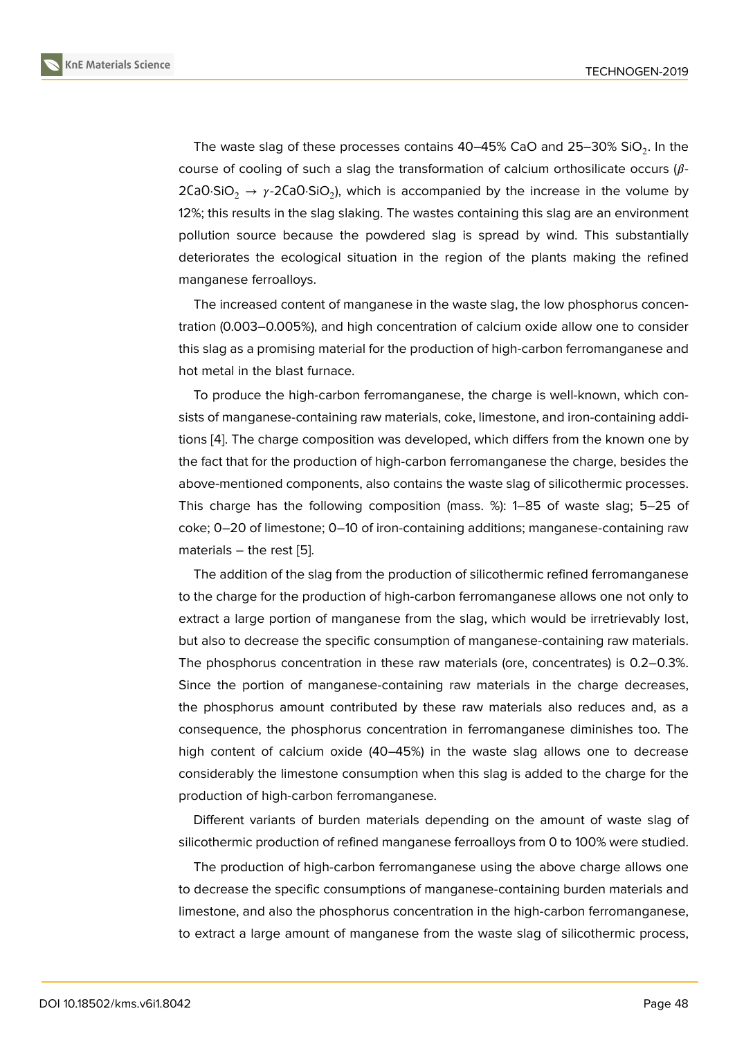The waste slag of these processes contains 40–45% CaO and 25–30% $SiO_2$. In the course of cooling of such a slag the transformation of calcium orthosilicate occurs ($\beta$-$2CaO{\cdot}SiO_2 \rightarrow \gamma$-$2CaO{\cdot}SiO_2$), which is accompanied by the increase in the volume by 12%; this results in the slag slaking. The wastes containing this slag are an environment pollution source because the powdered slag is spread by wind. This substantially deteriorates the ecological situation in the region of the plants making the refined manganese ferroalloys.

The increased content of manganese in the waste slag, the low phosphorus concentration (0.003–0.005%), and high concentration of calcium oxide allow one to consider this slag as a promising material for the production of high-carbon ferromanganese and hot metal in the blast furnace.

To produce the high-carbon ferromanganese, the charge is well-known, which consists of manganese-containing raw materials, coke, limestone, and iron-containing additions [4]. The charge composition was developed, which differs from the known one by the fact that for the production of high-carbon ferromanganese the charge, besides the above-mentioned components, also contains the waste slag of silicothermic processes. This charge has the following composition (mass. %): 1–85 of waste slag; 5–25 of coke; 0–20 of limestone; 0–10 of iron-containing additions; manganese-containing raw materials – the rest [5].

The addition of the slag from the production of silicothermic refined ferromanganese to the charge for the production of high-carbon ferromanganese allows one not only to extract a large portion of manganese from the slag, which would be irretrievably lost, but also to decrease the specific consumption of manganese-containing raw materials. The phosphorus concentration in these raw materials (ore, concentrates) is 0.2–0.3%. Since the portion of manganese-containing raw materials in the charge decreases, the phosphorus amount contributed by these raw materials also reduces and, as a consequence, the phosphorus concentration in ferromanganese diminishes too. The high content of calcium oxide (40–45%) in the waste slag allows one to decrease considerably the limestone consumption when this slag is added to the charge for the production of high-carbon ferromanganese.

Different variants of burden materials depending on the amount of waste slag of silicothermic production of refined manganese ferroalloys from 0 to 100% were studied.

The production of high-carbon ferromanganese using the above charge allows one to decrease the specific consumptions of manganese-containing burden materials and limestone, and also the phosphorus concentration in the high-carbon ferromanganese, to extract a large amount of manganese from the waste slag of silicothermic process,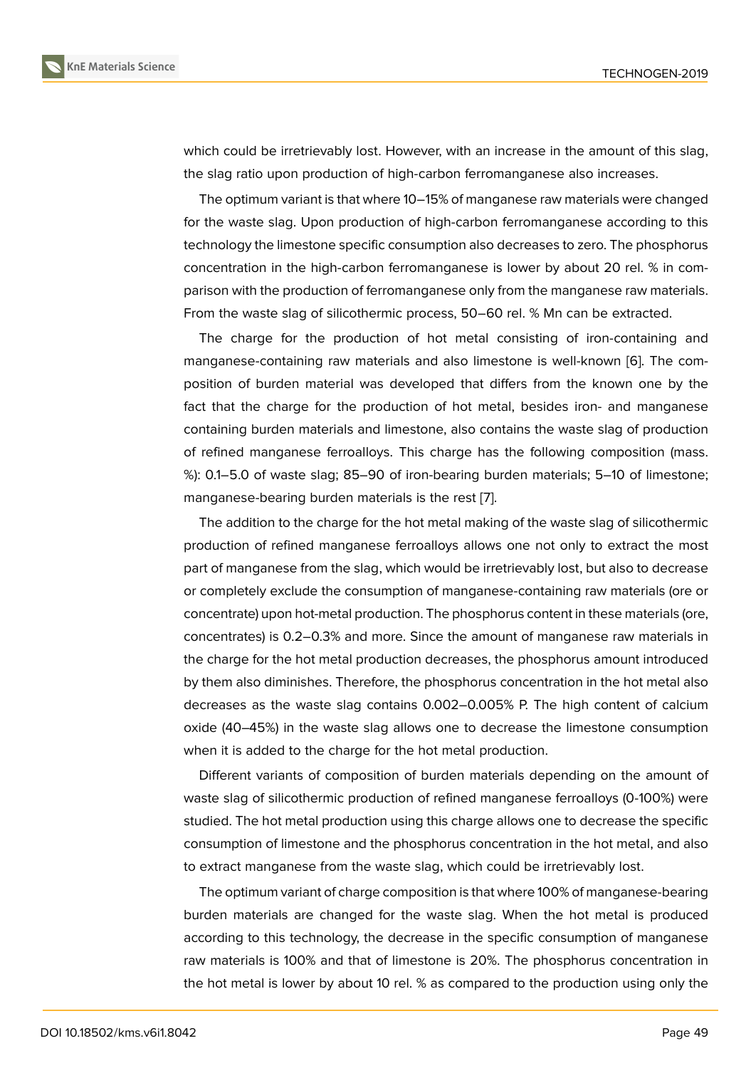which could be irretrievably lost. However, with an increase in the amount of this slag, the slag ratio upon production of high-carbon ferromanganese also increases.

The optimum variant is that where 10–15% of manganese raw materials were changed for the waste slag. Upon production of high-carbon ferromanganese according to this technology the limestone specific consumption also decreases to zero. The phosphorus concentration in the high-carbon ferromanganese is lower by about 20 rel. % in comparison with the production of ferromanganese only from the manganese raw materials. From the waste slag of silicothermic process, 50–60 rel. % Mn can be extracted.

The charge for the production of hot metal consisting of iron-containing and manganese-containing raw materials and also limestone is well-known [6]. The composition of burden material was developed that differs from the known one by the fact that the charge for the production of hot metal, besides iron- and manganese containing burden materials and limestone, also contains the waste slag of production of refined manganese ferroalloys. This charge has the following composition (mass. %): 0.1–5.0 of waste slag; 85–90 of iron-bearing burden materials; 5–10 of limestone; manganese-bearing burden materials is the rest [7].

The addition to the charge for the hot metal making of the waste slag of silicothermic production of refined manganese ferroalloys allows one not only to extract the most part of manganese from the slag, which would be irretrievably lost, but also to decrease or completely exclude the consumption of manganese-containing raw materials (ore or concentrate) upon hot-metal production. The phosphorus content in these materials (ore, concentrates) is 0.2–0.3% and more. Since the amount of manganese raw materials in the charge for the hot metal production decreases, the phosphorus amount introduced by them also diminishes. Therefore, the phosphorus concentration in the hot metal also decreases as the waste slag contains 0.002–0.005% P. The high content of calcium oxide (40–45%) in the waste slag allows one to decrease the limestone consumption when it is added to the charge for the hot metal production.

Different variants of composition of burden materials depending on the amount of waste slag of silicothermic production of refined manganese ferroalloys (0-100%) were studied. The hot metal production using this charge allows one to decrease the specific consumption of limestone and the phosphorus concentration in the hot metal, and also to extract manganese from the waste slag, which could be irretrievably lost.

The optimum variant of charge composition is that where 100% of manganese-bearing burden materials are changed for the waste slag. When the hot metal is produced according to this technology, the decrease in the specific consumption of manganese raw materials is 100% and that of limestone is 20%. The phosphorus concentration in the hot metal is lower by about 10 rel. % as compared to the production using only the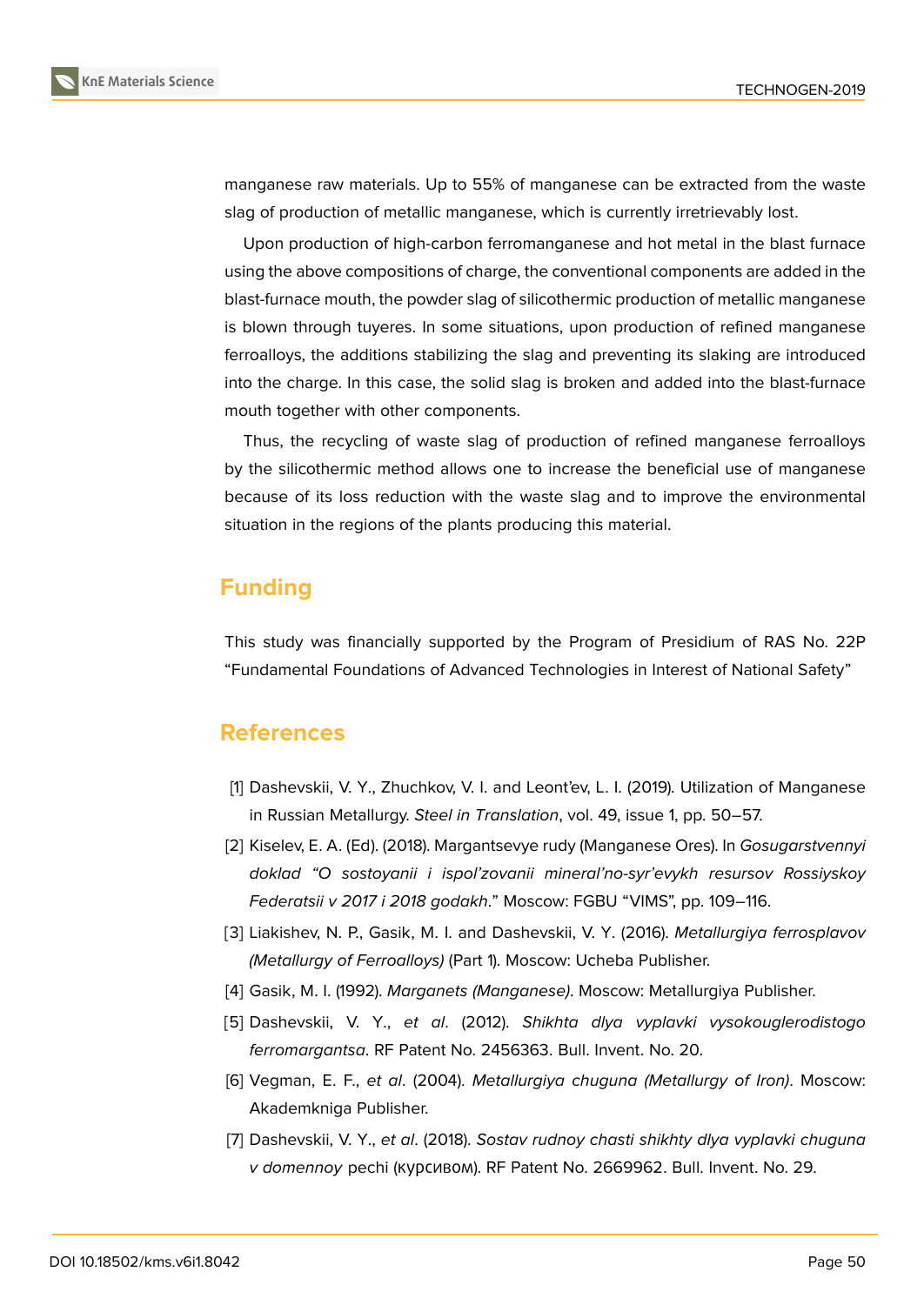manganese raw materials. Up to 55% of manganese can be extracted from the waste slag of production of metallic manganese, which is currently irretrievably lost.

Upon production of high-carbon ferromanganese and hot metal in the blast furnace using the above compositions of charge, the conventional components are added in the blast-furnace mouth, the powder slag of silicothermic production of metallic manganese is blown through tuyeres. In some situations, upon production of refined manganese ferroalloys, the additions stabilizing the slag and preventing its slaking are introduced into the charge. In this case, the solid slag is broken and added into the blast-furnace mouth together with other components.

Thus, the recycling of waste slag of production of refined manganese ferroalloys by the silicothermic method allows one to increase the beneficial use of manganese because of its loss reduction with the waste slag and to improve the environmental situation in the regions of the plants producing this material.

## Funding

This study was financially supported by the Program of Presidium of RAS No. 22P "Fundamental Foundations of Advanced Technologies in Interest of National Safety"

## References

[1] Dashevskii, V. Y., Zhuchkov, V. I. and Leont'ev, L. I. (2019). Utilization of Manganese in Russian Metallurgy. *Steel in Translation*, vol. 49, issue 1, pp. 50–57.

[2] Kiselev, E. A. (Ed). (2018). Margantsevye rudy (Manganese Ores). In *Gosugarstvennyi doklad "O sostoyanii i ispol'zovanii mineral'no-syr'evykh resursov Rossiyskoy Federatsii v 2017 i 2018 godakh*." Moscow: FGBU "VIMS", pp. 109–116.

[3] Liakishev, N. P., Gasik, M. I. and Dashevskii, V. Y. (2016). *Metallurgiya ferrosplavov (Metallurgy of Ferroalloys)* (Part 1). Moscow: Ucheba Publisher.

[4] Gasik, M. I. (1992). *Marganets (Manganese)*. Moscow: Metallurgiya Publisher.

[5] Dashevskii, V. Y., *et al*. (2012). *Shikhta dlya vyplavki vysokouglerodistogo ferromargantsa*. RF Patent No. 2456363. Bull. Invent. No. 20.

[6] Vegman, E. F., *et al*. (2004). *Metallurgiya chuguna (Metallurgy of Iron)*. Moscow: Akademkniga Publisher.

[7] Dashevskii, V. Y., *et al*. (2018). *Sostav rudnoy chasti shikhty dlya vyplavki chuguna v domennoy* pechi (курсивом). RF Patent No. 2669962. Bull. Invent. No. 29.